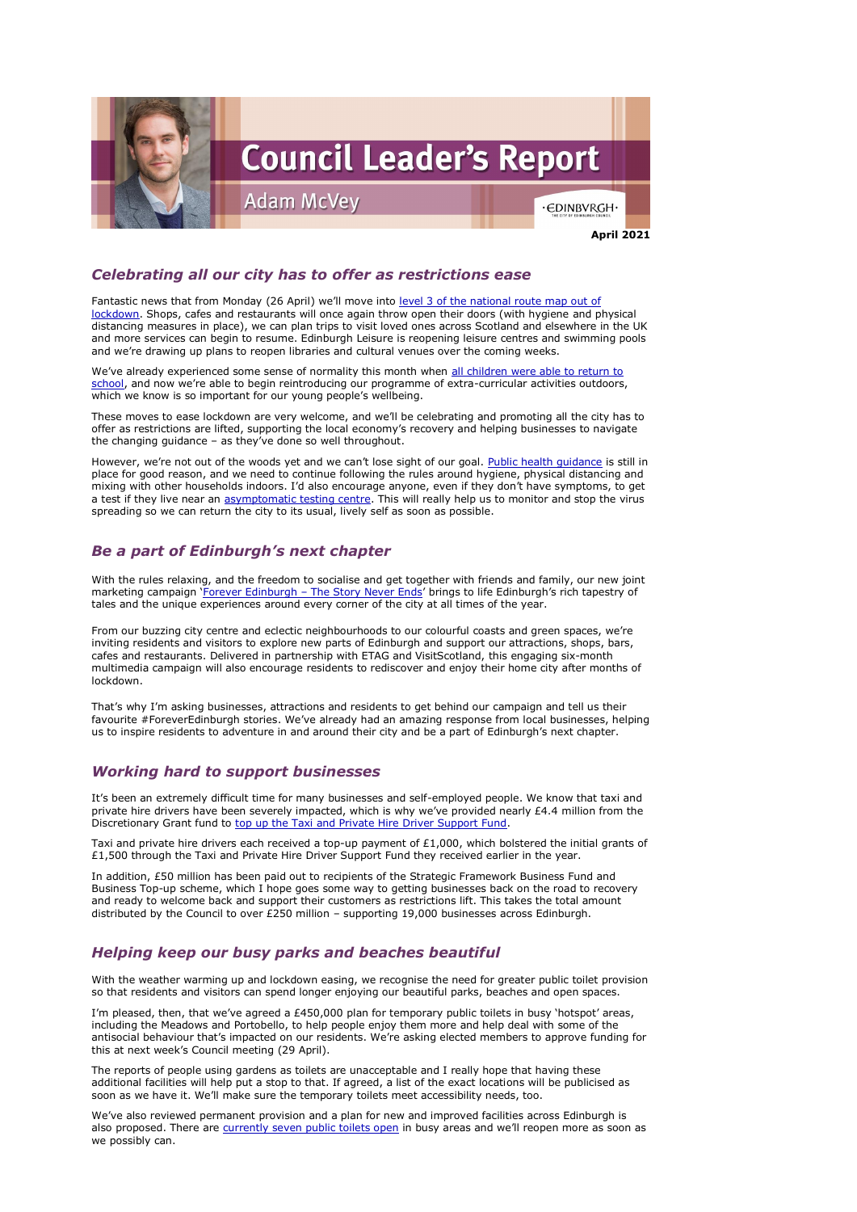# Council Leader's Report

## Adam McVey

**April 2021**

## *Celebrating all our city has to offer as restrictions ease*

Fantastic news that from Monday (26 April) we'll move into level 3 of the national route map out of lockdown. Shops, cafes and restaurants will once again throw open their doors (with hygiene and physical distancing measures in place), we can plan trips to visit loved ones across Scotland and elsewhere in the UK and more services can begin to resume. Edinburgh Leisure is reopening leisure centres and swimming pools and we're drawing up plans to reopen libraries and cultural venues over the coming weeks.

We've already experienced some sense of normality this month when all children were able to return to school, and now we're able to begin reintroducing our programme of extra-curricular activities outdoors, which we know is so important for our young people's wellbeing.

These moves to ease lockdown are very welcome, and we'll be celebrating and promoting all the city has to offer as restrictions are lifted, supporting the local economy's recovery and helping businesses to navigate the changing guidance – as they've done so well throughout.

However, we're not out of the woods yet and we can't lose sight of our goal. Public health guidance is still in place for good reason, and we need to continue following the rules around hygiene, physical distancing and mixing with other households indoors. I'd also encourage anyone, even if they don't have symptoms, to get a test if they live near an asymptomatic testing centre. This will really help us to monitor and stop the virus spreading so we can return the city to its usual, lively self as soon as possible.

## *Be a part of Edinburgh's next chapter*

With the rules relaxing, and the freedom to socialise and get together with friends and family, our new joint marketing campaign 'Forever Edinburgh – The Story Never Ends' brings to life Edinburgh's rich tapestry of tales and the unique experiences around every corner of the city at all times of the year.

From our buzzing city centre and eclectic neighbourhoods to our colourful coasts and green spaces, we're inviting residents and visitors to explore new parts of Edinburgh and support our attractions, shops, bars, cafes and restaurants. Delivered in partnership with ETAG and VisitScotland, this engaging six-month multimedia campaign will also encourage residents to rediscover and enjoy their home city after months of lockdown.

That's why I'm asking businesses, attractions and residents to get behind our campaign and tell us their favourite #ForeverEdinburgh stories. We've already had an amazing response from local businesses, helping us to inspire residents to adventure in and around their city and be a part of Edinburgh's next chapter.

## *Working hard to support businesses*

It's been an extremely difficult time for many businesses and self-employed people. We know that taxi and private hire drivers have been severely impacted, which is why we've provided nearly £4.4 million from the Discretionary Grant fund to top up the Taxi and Private Hire Driver Support Fund.

Taxi and private hire drivers each received a top-up payment of £1,000, which bolstered the initial grants of £1,500 through the Taxi and Private Hire Driver Support Fund they received earlier in the year.

In addition, £50 million has been paid out to recipients of the Strategic Framework Business Fund and Business Top-up scheme, which I hope goes some way to getting businesses back on the road to recovery and ready to welcome back and support their customers as restrictions lift. This takes the total amount distributed by the Council to over £250 million – supporting 19,000 businesses across Edinburgh.

## *Helping keep our busy parks and beaches beautiful*

With the weather warming up and lockdown easing, we recognise the need for greater public toilet provision so that residents and visitors can spend longer enjoying our beautiful parks, beaches and open spaces.

I'm pleased, then, that we've agreed a £450,000 plan for temporary public toilets in busy 'hotspot' areas, including the Meadows and Portobello, to help people enjoy them more and help deal with some of the antisocial behaviour that's impacted on our residents. We're asking elected members to approve funding for this at next week's Council meeting (29 April).

The reports of people using gardens as toilets are unacceptable and I really hope that having these additional facilities will help put a stop to that. If agreed, a list of the exact locations will be publicised as soon as we have it. We'll make sure the temporary toilets meet accessibility needs, too.

We've also reviewed permanent provision and a plan for new and improved facilities across Edinburgh is also proposed. There are currently seven public toilets open in busy areas and we'll reopen more as soon as we possibly can.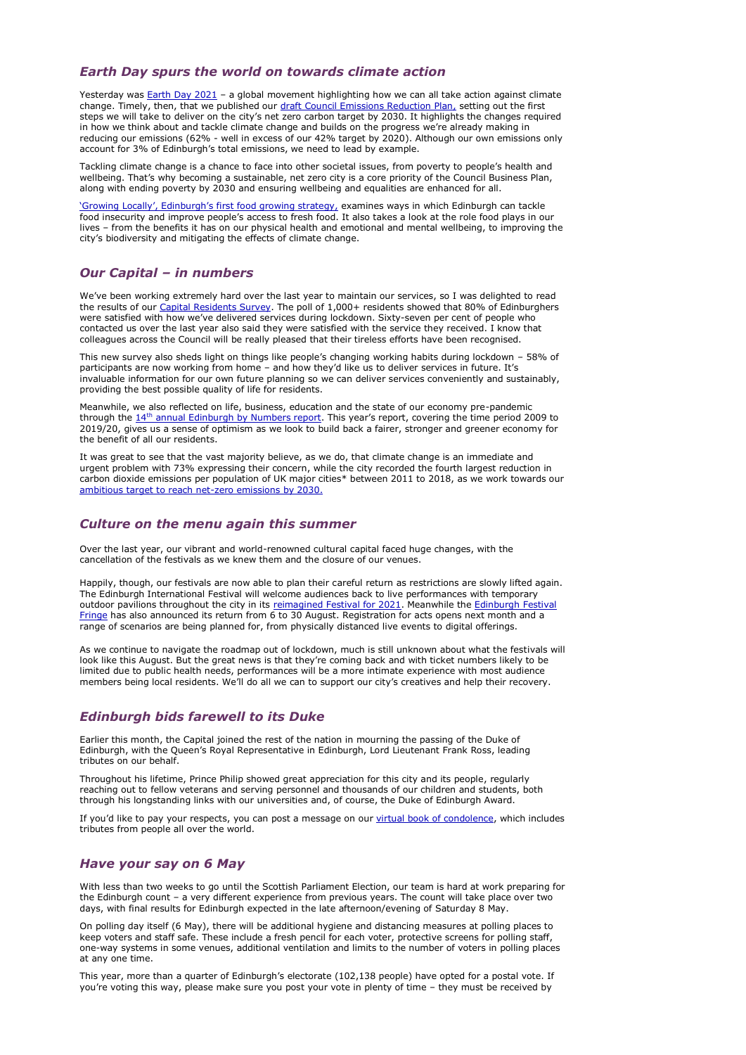## *Earth Day spurs the world on towards climate action*

Yesterday was [Earth Day 2021] – a global movement highlighting how we can all take action against climate change. Timely, then, that we published our [draft Council Emissions Reduction Plan,] setting out the first steps we will take to deliver on the city's net zero carbon target by 2030. It highlights the changes required in how we think about and tackle climate change and builds on the progress we're already making in reducing our emissions (62% - well in excess of our 42% target by 2020). Although our own emissions only account for 3% of Edinburgh's total emissions, we need to lead by example.

Tackling climate change is a chance to face into other societal issues, from poverty to people's health and wellbeing. That's why becoming a sustainable, net zero city is a core priority of the Council Business Plan, along with ending poverty by 2030 and ensuring wellbeing and equalities are enhanced for all.

['Growing Locally', Edinburgh's first food growing strategy,] examines ways in which Edinburgh can tackle food insecurity and improve people's access to fresh food. It also takes a look at the role food plays in our lives – from the benefits it has on our physical health and emotional and mental wellbeing, to improving the city's biodiversity and mitigating the effects of climate change.

## *Our Capital – in numbers*

We've been working extremely hard over the last year to maintain our services, so I was delighted to read the results of our [Capital Residents Survey]. The poll of 1,000+ residents showed that 80% of Edinburghers were satisfied with how we've delivered services during lockdown. Sixty-seven per cent of people who contacted us over the last year also said they were satisfied with the service they received. I know that colleagues across the Council will be really pleased that their tireless efforts have been recognised.

This new survey also sheds light on things like people's changing working habits during lockdown – 58% of participants are now working from home – and how they'd like us to deliver services in future. It's invaluable information for our own future planning so we can deliver services conveniently and sustainably, providing the best possible quality of life for residents.

Meanwhile, we also reflected on life, business, education and the state of our economy pre-pandemic through the [14th annual Edinburgh by Numbers report]. This year's report, covering the time period 2009 to 2019/20, gives us a sense of optimism as we look to build back a fairer, stronger and greener economy for the benefit of all our residents.

It was great to see that the vast majority believe, as we do, that climate change is an immediate and urgent problem with 73% expressing their concern, while the city recorded the fourth largest reduction in carbon dioxide emissions per population of UK major cities* between 2011 to 2018, as we work towards our [ambitious target to reach net-zero emissions by 2030.]

## *Culture on the menu again this summer*

Over the last year, our vibrant and world-renowned cultural capital faced huge changes, with the cancellation of the festivals as we knew them and the closure of our venues.

Happily, though, our festivals are now able to plan their careful return as restrictions are slowly lifted again. The Edinburgh International Festival will welcome audiences back to live performances with temporary outdoor pavilions throughout the city in its [reimagined Festival for 2021]. Meanwhile the [Edinburgh Festival Fringe] has also announced its return from 6 to 30 August. Registration for acts opens next month and a range of scenarios are being planned for, from physically distanced live events to digital offerings.

As we continue to navigate the roadmap out of lockdown, much is still unknown about what the festivals will look like this August. But the great news is that they're coming back and with ticket numbers likely to be limited due to public health needs, performances will be a more intimate experience with most audience members being local residents. We'll do all we can to support our city's creatives and help their recovery.

## *Edinburgh bids farewell to its Duke*

Earlier this month, the Capital joined the rest of the nation in mourning the passing of the Duke of Edinburgh, with the Queen's Royal Representative in Edinburgh, Lord Lieutenant Frank Ross, leading tributes on our behalf.

Throughout his lifetime, Prince Philip showed great appreciation for this city and its people, regularly reaching out to fellow veterans and serving personnel and thousands of our children and students, both through his longstanding links with our universities and, of course, the Duke of Edinburgh Award.

If you'd like to pay your respects, you can post a message on our [virtual book of condolence], which includes tributes from people all over the world.

## *Have your say on 6 May*

With less than two weeks to go until the Scottish Parliament Election, our team is hard at work preparing for the Edinburgh count – a very different experience from previous years. The count will take place over two days, with final results for Edinburgh expected in the late afternoon/evening of Saturday 8 May.

On polling day itself (6 May), there will be additional hygiene and distancing measures at polling places to keep voters and staff safe. These include a fresh pencil for each voter, protective screens for polling staff, one-way systems in some venues, additional ventilation and limits to the number of voters in polling places at any one time.

This year, more than a quarter of Edinburgh's electorate (102,138 people) have opted for a postal vote. If you're voting this way, please make sure you post your vote in plenty of time – they must be received by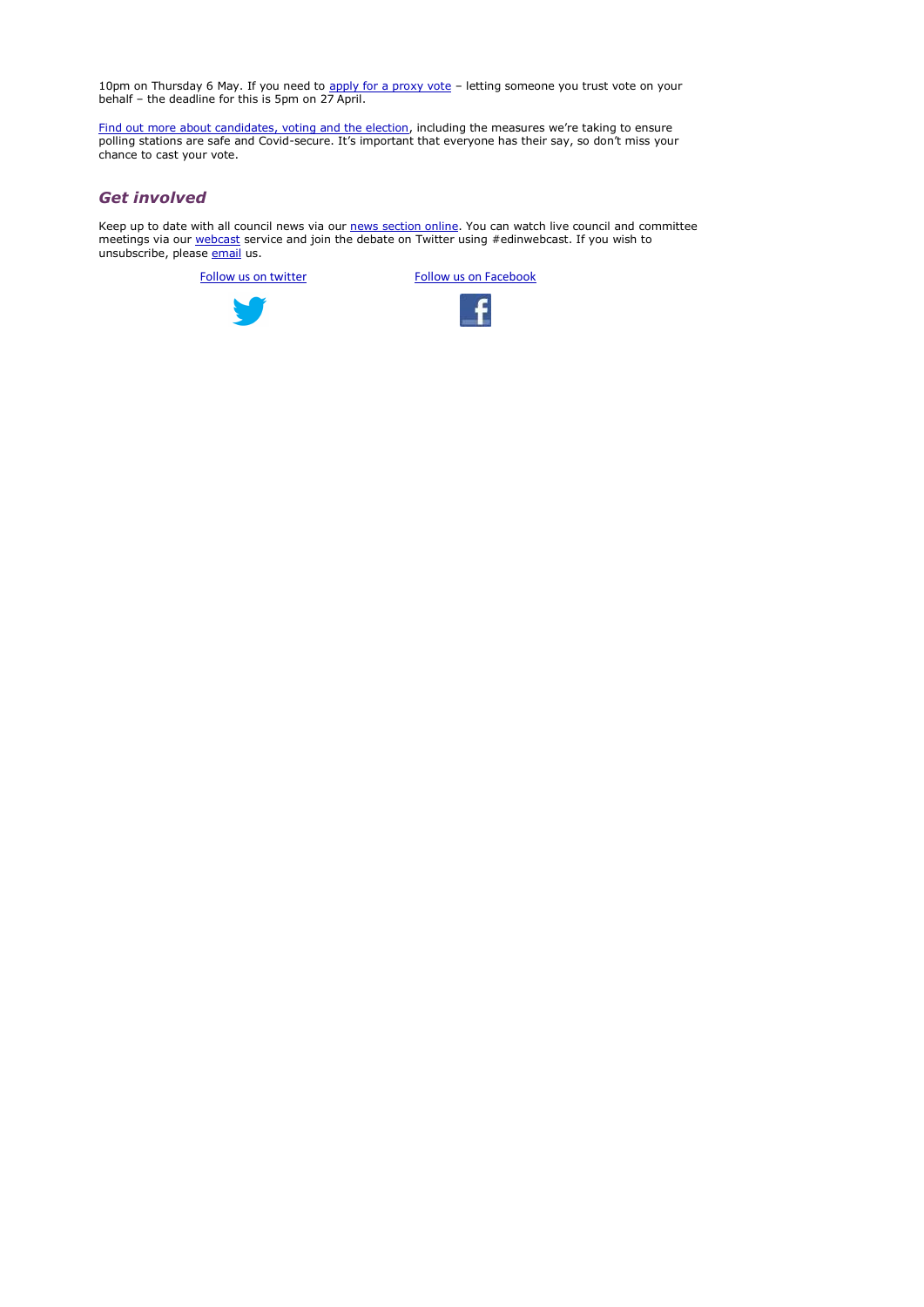10pm on Thursday 6 May. If you need to apply for a proxy vote – letting someone you trust vote on your behalf – the deadline for this is 5pm on 27 April.

Find out more about candidates, voting and the election, including the measures we're taking to ensure polling stations are safe and Covid-secure. It's important that everyone has their say, so don't miss your chance to cast your vote.

## *Get involved*

Keep up to date with all council news via our news section online. You can watch live council and committee meetings via our webcast service and join the debate on Twitter using #edinwebcast. If you wish to unsubscribe, please email us.

Follow us on twitter

Follow us on Facebook